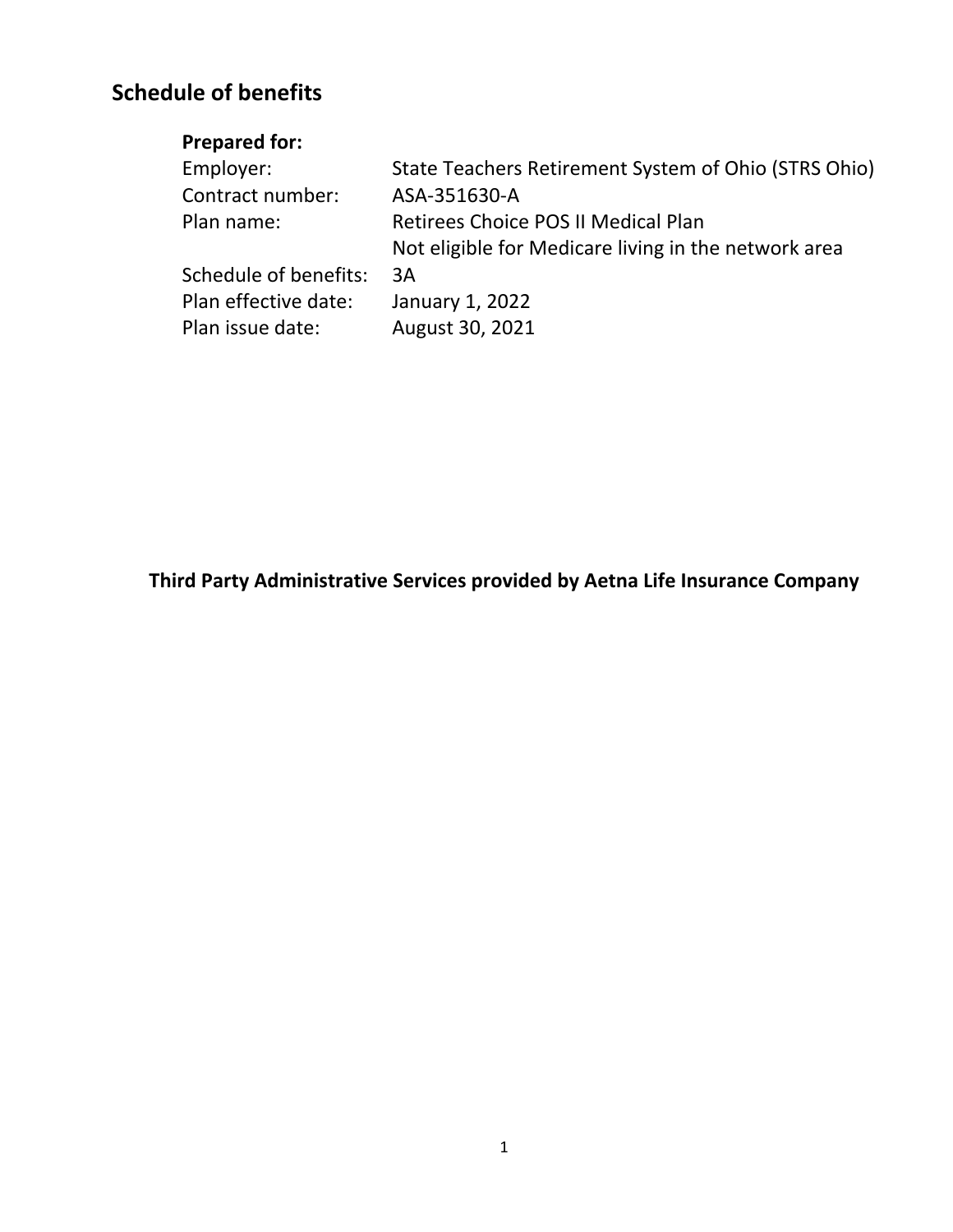# Schedule of benefits

**Prepared for:**

| | |
|---|---|
| Employer: | State Teachers Retirement System of Ohio (STRS Ohio) |
| Contract number: | ASA-351630-A |
| Plan name: | Retirees Choice POS II Medical Plan<br>Not eligible for Medicare living in the network area |
| Schedule of benefits: | 3A |
| Plan effective date: | January 1, 2022 |
| Plan issue date: | August 30, 2021 |

**Third Party Administrative Services provided by Aetna Life Insurance Company**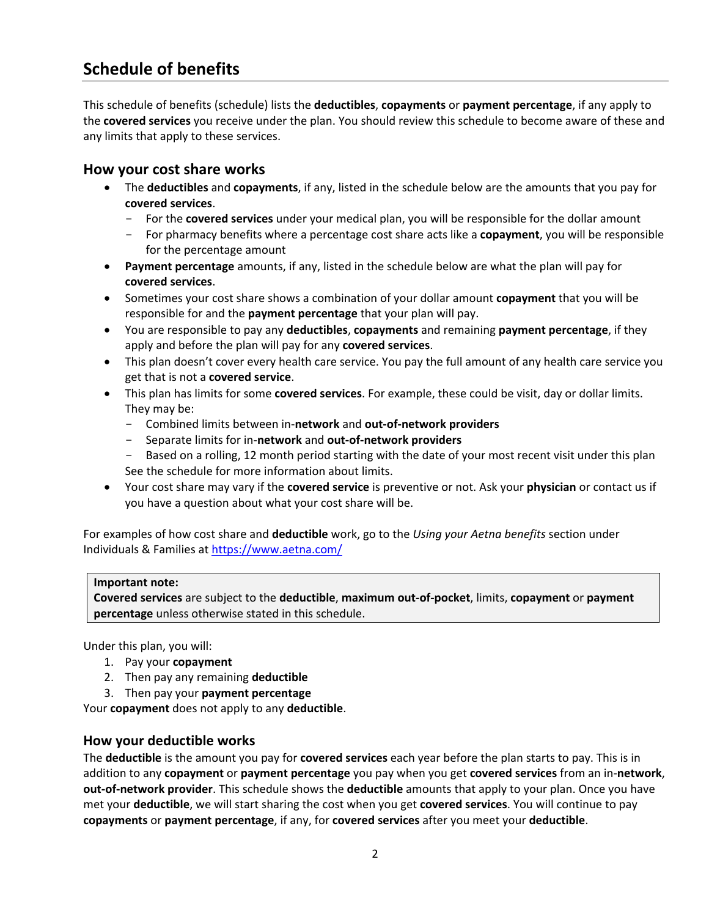## Schedule of benefits

This schedule of benefits (schedule) lists the **deductibles**, **copayments** or **payment percentage**, if any apply to the **covered services** you receive under the plan. You should review this schedule to become aware of these and any limits that apply to these services.

### How your cost share works

- The **deductibles** and **copayments**, if any, listed in the schedule below are the amounts that you pay for **covered services**.
  - For the **covered services** under your medical plan, you will be responsible for the dollar amount
  - For pharmacy benefits where a percentage cost share acts like a **copayment**, you will be responsible for the percentage amount
- **Payment percentage** amounts, if any, listed in the schedule below are what the plan will pay for **covered services**.
- Sometimes your cost share shows a combination of your dollar amount **copayment** that you will be responsible for and the **payment percentage** that your plan will pay.
- You are responsible to pay any **deductibles**, **copayments** and remaining **payment percentage**, if they apply and before the plan will pay for any **covered services**.
- This plan doesn't cover every health care service. You pay the full amount of any health care service you get that is not a **covered service**.
- This plan has limits for some **covered services**. For example, these could be visit, day or dollar limits. They may be:
  - Combined limits between in-**network** and **out-of-network providers**
  - Separate limits for in-**network** and **out-of-network providers**
  - Based on a rolling, 12 month period starting with the date of your most recent visit under this plan

  See the schedule for more information about limits.
- Your cost share may vary if the **covered service** is preventive or not. Ask your **physician** or contact us if you have a question about what your cost share will be.

For examples of how cost share and **deductible** work, go to the *Using your Aetna benefits* section under Individuals & Families at https://www.aetna.com/

> **Important note:**
> **Covered services** are subject to the **deductible**, **maximum out-of-pocket**, limits, **copayment** or **payment percentage** unless otherwise stated in this schedule.

Under this plan, you will:

1. Pay your **copayment**
2. Then pay any remaining **deductible**
3. Then pay your **payment percentage**

Your **copayment** does not apply to any **deductible**.

### How your deductible works

The **deductible** is the amount you pay for **covered services** each year before the plan starts to pay. This is in addition to any **copayment** or **payment percentage** you pay when you get **covered services** from an in-**network**, **out-of-network provider**. This schedule shows the **deductible** amounts that apply to your plan. Once you have met your **deductible**, we will start sharing the cost when you get **covered services**. You will continue to pay **copayments** or **payment percentage**, if any, for **covered services** after you meet your **deductible**.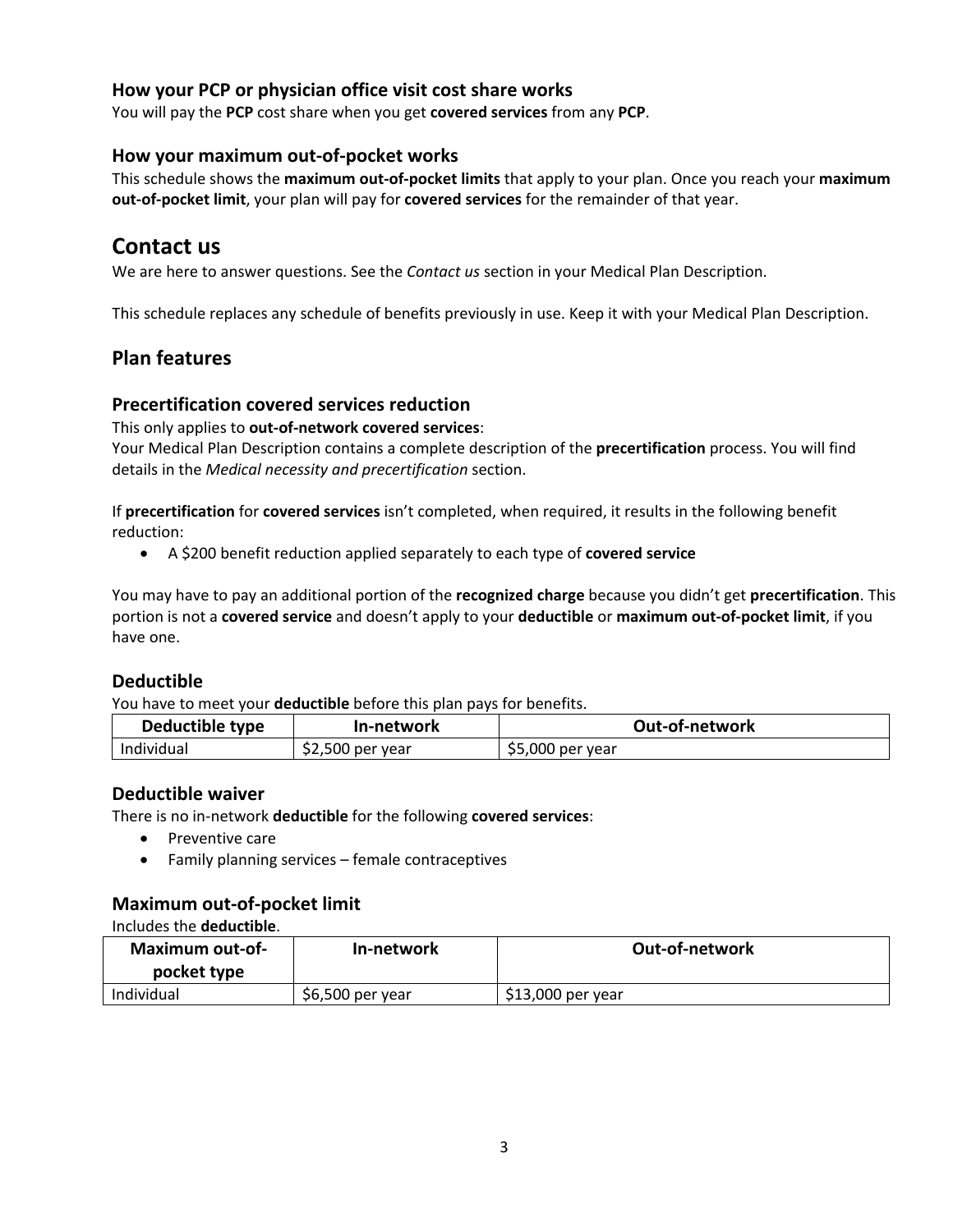### How your PCP or physician office visit cost share works

You will pay the **PCP** cost share when you get **covered services** from any **PCP**.

### How your maximum out-of-pocket works

This schedule shows the **maximum out-of-pocket limits** that apply to your plan. Once you reach your **maximum out-of-pocket limit**, your plan will pay for **covered services** for the remainder of that year.

## Contact us

We are here to answer questions. See the *Contact us* section in your Medical Plan Description.

This schedule replaces any schedule of benefits previously in use. Keep it with your Medical Plan Description.

### Plan features

### Precertification covered services reduction

This only applies to **out-of-network covered services**:
Your Medical Plan Description contains a complete description of the **precertification** process. You will find details in the *Medical necessity and precertification* section.

If **precertification** for **covered services** isn't completed, when required, it results in the following benefit reduction:

- A $200 benefit reduction applied separately to each type of **covered service**

You may have to pay an additional portion of the **recognized charge** because you didn't get **precertification**. This portion is not a **covered service** and doesn't apply to your **deductible** or **maximum out-of-pocket limit**, if you have one.

### Deductible

You have to meet your **deductible** before this plan pays for benefits.

| Deductible type | In-network | Out-of-network |
|---|---|---|
| Individual | $2,500 per year | $5,000 per year |

### Deductible waiver

There is no in-network **deductible** for the following **covered services**:

- Preventive care
- Family planning services – female contraceptives

### Maximum out-of-pocket limit

Includes the **deductible**.

| Maximum out-of-pocket type | In-network | Out-of-network |
|---|---|---|
| Individual | $6,500 per year | $13,000 per year |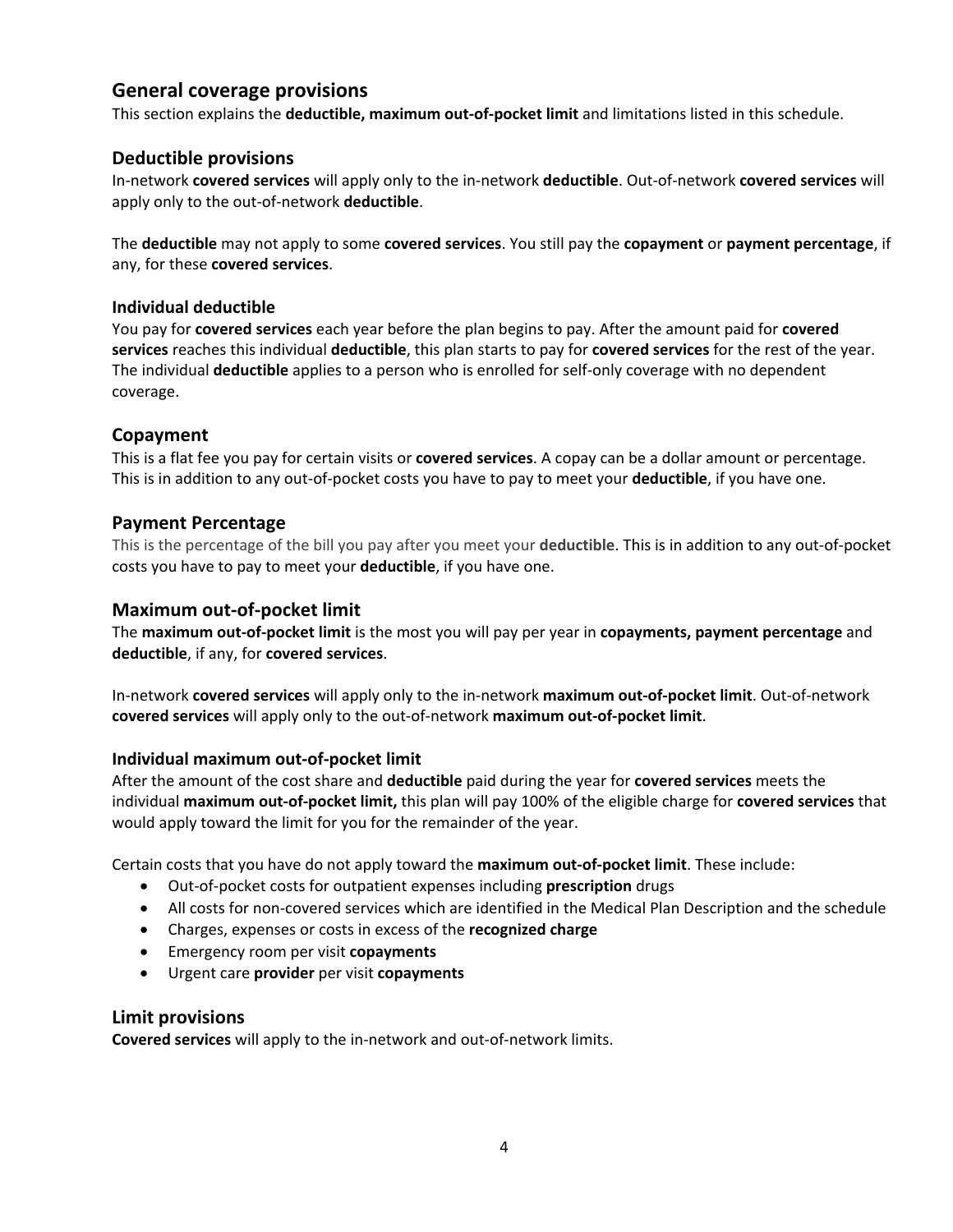## General coverage provisions

This section explains the **deductible, maximum out-of-pocket limit** and limitations listed in this schedule.

## Deductible provisions

In-network **covered services** will apply only to the in-network **deductible**. Out-of-network **covered services** will apply only to the out-of-network **deductible**.

The **deductible** may not apply to some **covered services**. You still pay the **copayment** or **payment percentage**, if any, for these **covered services**.

### Individual deductible

You pay for **covered services** each year before the plan begins to pay. After the amount paid for **covered services** reaches this individual **deductible**, this plan starts to pay for **covered services** for the rest of the year. The individual **deductible** applies to a person who is enrolled for self-only coverage with no dependent coverage.

## Copayment

This is a flat fee you pay for certain visits or **covered services**. A copay can be a dollar amount or percentage. This is in addition to any out-of-pocket costs you have to pay to meet your **deductible**, if you have one.

## Payment Percentage

This is the percentage of the bill you pay after you meet your **deductible**. This is in addition to any out-of-pocket costs you have to pay to meet your **deductible**, if you have one.

## Maximum out-of-pocket limit

The **maximum out-of-pocket limit** is the most you will pay per year in **copayments, payment percentage** and **deductible**, if any, for **covered services**.

In-network **covered services** will apply only to the in-network **maximum out-of-pocket limit**. Out-of-network **covered services** will apply only to the out-of-network **maximum out-of-pocket limit**.

### Individual maximum out-of-pocket limit

After the amount of the cost share and **deductible** paid during the year for **covered services** meets the individual **maximum out-of-pocket limit,** this plan will pay 100% of the eligible charge for **covered services** that would apply toward the limit for you for the remainder of the year.

Certain costs that you have do not apply toward the **maximum out-of-pocket limit**. These include:

- Out-of-pocket costs for outpatient expenses including **prescription** drugs
- All costs for non-covered services which are identified in the Medical Plan Description and the schedule
- Charges, expenses or costs in excess of the **recognized charge**
- Emergency room per visit **copayments**
- Urgent care **provider** per visit **copayments**

## Limit provisions

**Covered services** will apply to the in-network and out-of-network limits.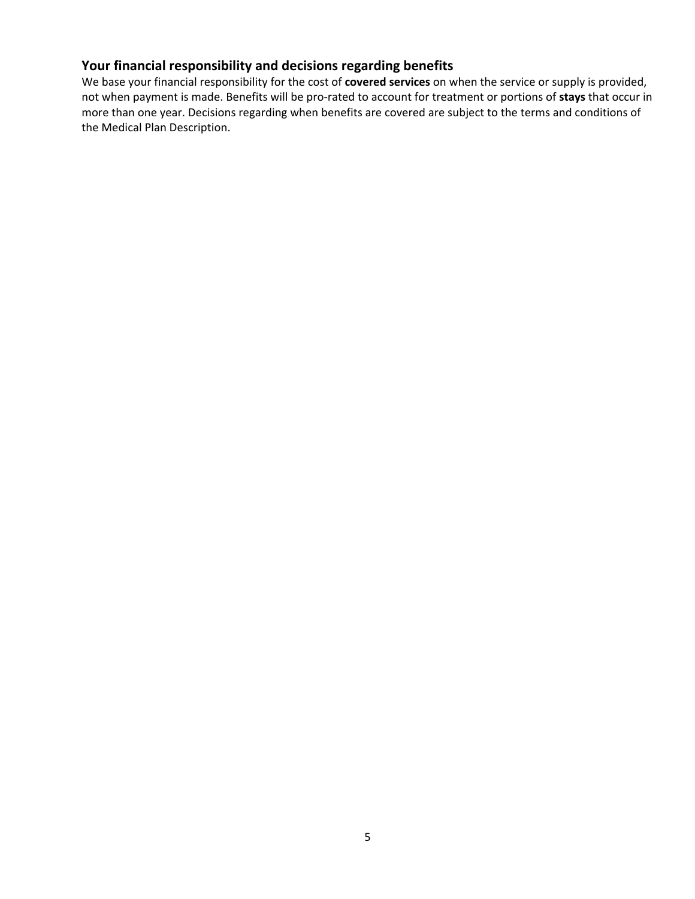## Your financial responsibility and decisions regarding benefits

We base your financial responsibility for the cost of **covered services** on when the service or supply is provided, not when payment is made. Benefits will be pro-rated to account for treatment or portions of **stays** that occur in more than one year. Decisions regarding when benefits are covered are subject to the terms and conditions of the Medical Plan Description.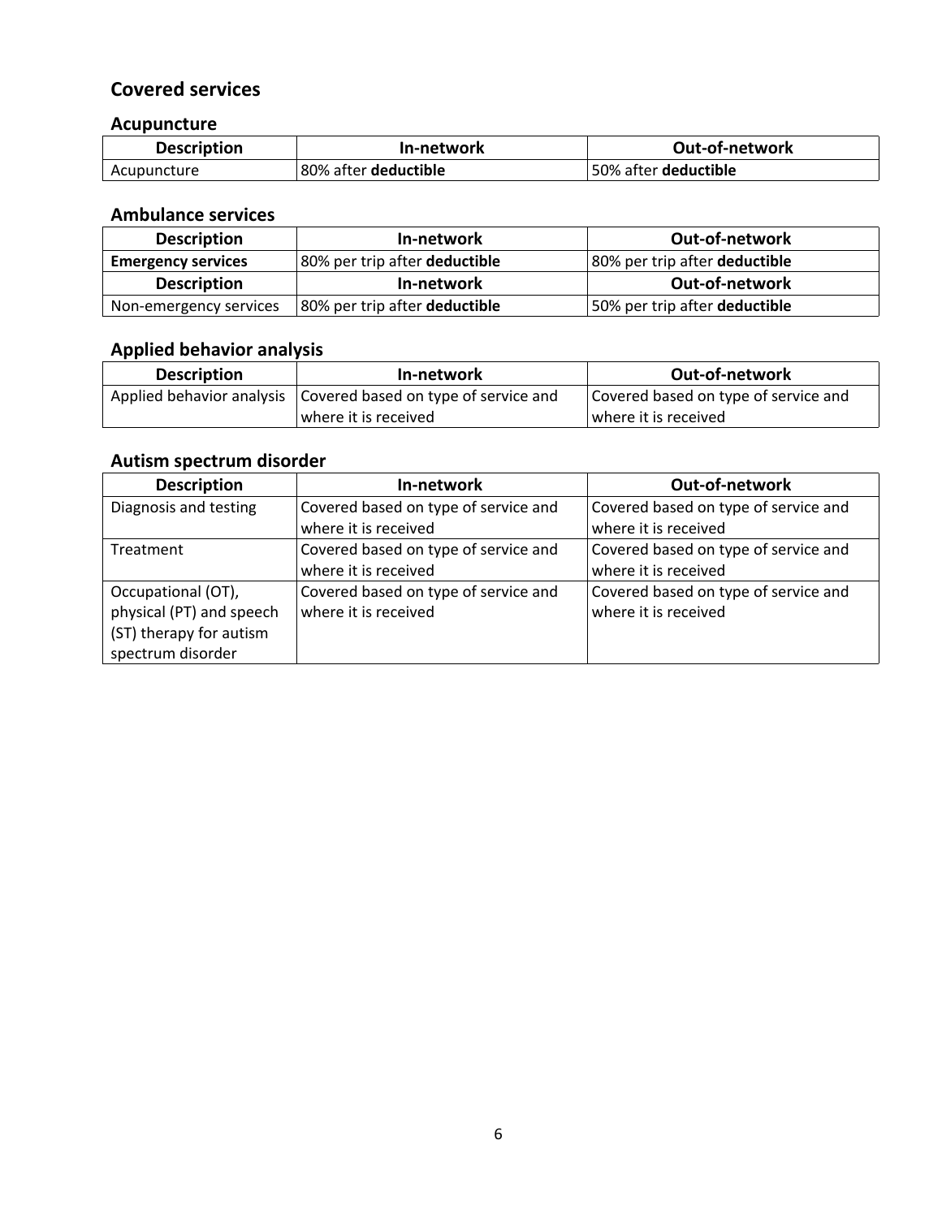## Covered services

### Acupuncture

| Description | In-network | Out-of-network |
|---|---|---|
| Acupuncture | 80% after **deductible** | 50% after **deductible** |

### Ambulance services

| Description | In-network | Out-of-network |
|---|---|---|
| **Emergency services** | 80% per trip after **deductible** | 80% per trip after **deductible** |
| **Description** | **In-network** | **Out-of-network** |
| Non-emergency services | 80% per trip after **deductible** | 50% per trip after **deductible** |

### Applied behavior analysis

| Description | In-network | Out-of-network |
|---|---|---|
| Applied behavior analysis | Covered based on type of service and where it is received | Covered based on type of service and where it is received |

### Autism spectrum disorder

| Description | In-network | Out-of-network |
|---|---|---|
| Diagnosis and testing | Covered based on type of service and where it is received | Covered based on type of service and where it is received |
| Treatment | Covered based on type of service and where it is received | Covered based on type of service and where it is received |
| Occupational (OT), physical (PT) and speech (ST) therapy for autism spectrum disorder | Covered based on type of service and where it is received | Covered based on type of service and where it is received |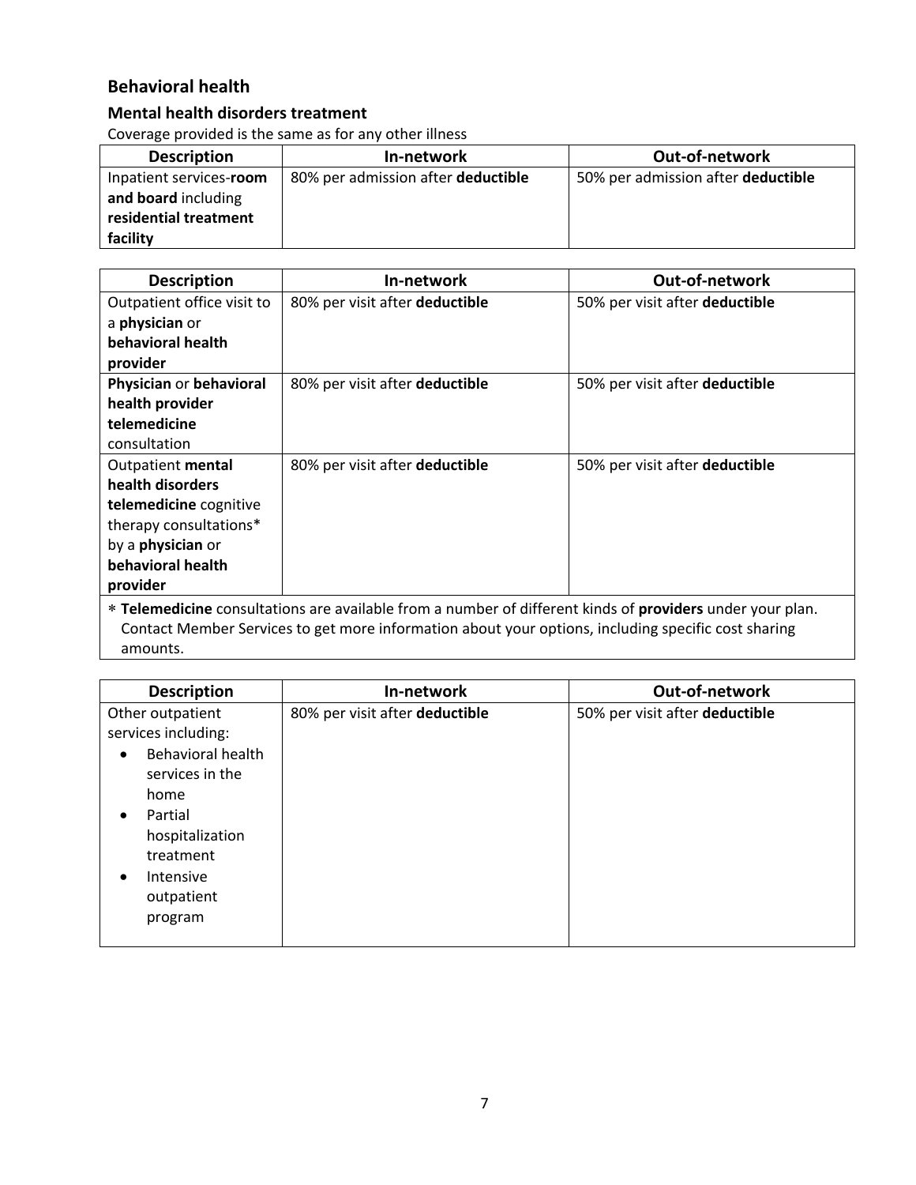## Behavioral health

### Mental health disorders treatment

Coverage provided is the same as for any other illness

| Description | In-network | Out-of-network |
|---|---|---|
| Inpatient services-**room and board** including **residential treatment facility** | 80% per admission after **deductible** | 50% per admission after **deductible** |

| Description | In-network | Out-of-network |
|---|---|---|
| Outpatient office visit to a **physician** or **behavioral health provider** | 80% per visit after **deductible** | 50% per visit after **deductible** |
| **Physician** or **behavioral health provider telemedicine** consultation | 80% per visit after **deductible** | 50% per visit after **deductible** |
| Outpatient **mental health disorders telemedicine** cognitive therapy consultations* by a **physician** or **behavioral health provider** | 80% per visit after **deductible** | 50% per visit after **deductible** |
| * **Telemedicine** consultations are available from a number of different kinds of **providers** under your plan. Contact Member Services to get more information about your options, including specific cost sharing amounts. | | |

| Description | In-network | Out-of-network |
|---|---|---|
| Other outpatient services including: <br>• Behavioral health services in the home <br>• Partial hospitalization treatment <br>• Intensive outpatient program | 80% per visit after **deductible** | 50% per visit after **deductible** |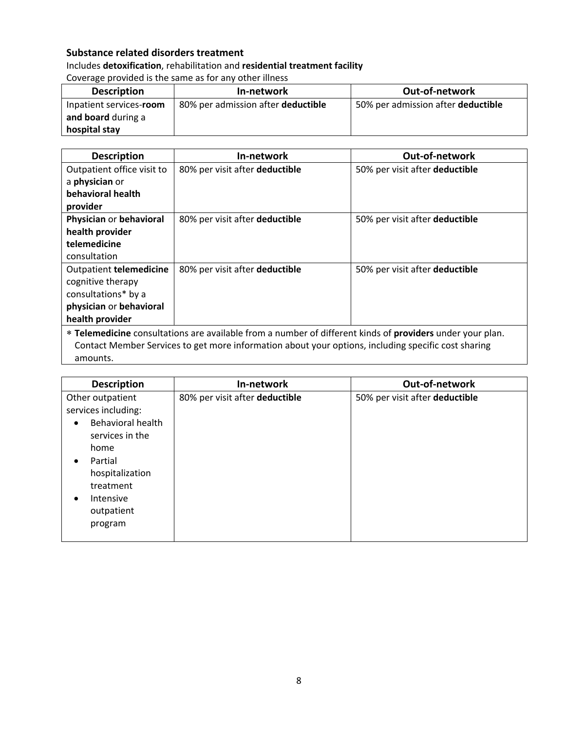### Substance related disorders treatment

Includes **detoxification**, rehabilitation and **residential treatment facility**

Coverage provided is the same as for any other illness

| Description | In-network | Out-of-network |
|---|---|---|
| Inpatient services-**room and board** during a **hospital stay** | 80% per admission after **deductible** | 50% per admission after **deductible** |

| Description | In-network | Out-of-network |
|---|---|---|
| Outpatient office visit to a **physician** or **behavioral health provider** | 80% per visit after **deductible** | 50% per visit after **deductible** |
| **Physician** or **behavioral health provider telemedicine** consultation | 80% per visit after **deductible** | 50% per visit after **deductible** |
| Outpatient **telemedicine** cognitive therapy consultations* by a **physician** or **behavioral health provider** | 80% per visit after **deductible** | 50% per visit after **deductible** |

* **Telemedicine** consultations are available from a number of different kinds of **providers** under your plan. Contact Member Services to get more information about your options, including specific cost sharing amounts.

| Description | In-network | Out-of-network |
|---|---|---|
| Other outpatient services including:<br>• Behavioral health services in the home<br>• Partial hospitalization treatment<br>• Intensive outpatient program | 80% per visit after **deductible** | 50% per visit after **deductible** |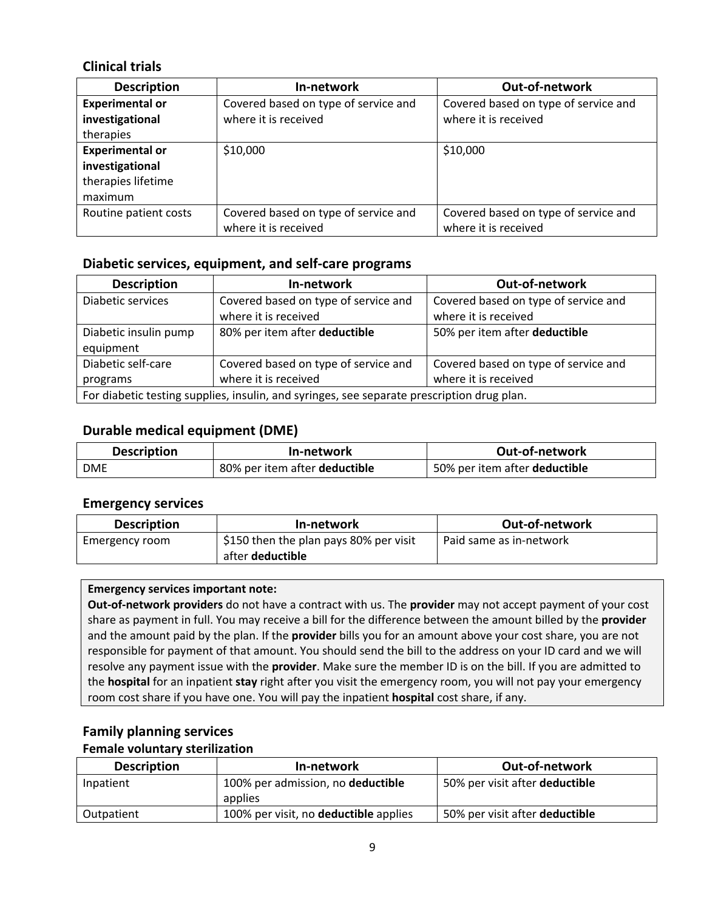### Clinical trials

| Description | In-network | Out-of-network |
|---|---|---|
| **Experimental or investigational** therapies | Covered based on type of service and where it is received | Covered based on type of service and where it is received |
| **Experimental or investigational** therapies lifetime maximum | $10,000 | $10,000 |
| Routine patient costs | Covered based on type of service and where it is received | Covered based on type of service and where it is received |

### Diabetic services, equipment, and self-care programs

| Description | In-network | Out-of-network |
|---|---|---|
| Diabetic services | Covered based on type of service and where it is received | Covered based on type of service and where it is received |
| Diabetic insulin pump equipment | 80% per item after **deductible** | 50% per item after **deductible** |
| Diabetic self-care programs | Covered based on type of service and where it is received | Covered based on type of service and where it is received |
| For diabetic testing supplies, insulin, and syringes, see separate prescription drug plan. | | |

### Durable medical equipment (DME)

| Description | In-network | Out-of-network |
|---|---|---|
| DME | 80% per item after **deductible** | 50% per item after **deductible** |

### Emergency services

| Description | In-network | Out-of-network |
|---|---|---|
| Emergency room | $150 then the plan pays 80% per visit after **deductible** | Paid same as in-network |

**Emergency services important note:**
**Out-of-network providers** do not have a contract with us. The **provider** may not accept payment of your cost share as payment in full. You may receive a bill for the difference between the amount billed by the **provider** and the amount paid by the plan. If the **provider** bills you for an amount above your cost share, you are not responsible for payment of that amount. You should send the bill to the address on your ID card and we will resolve any payment issue with the **provider**. Make sure the member ID is on the bill. If you are admitted to the **hospital** for an inpatient **stay** right after you visit the emergency room, you will not pay your emergency room cost share if you have one. You will pay the inpatient **hospital** cost share, if any.

### Family planning services

#### Female voluntary sterilization

| Description | In-network | Out-of-network |
|---|---|---|
| Inpatient | 100% per admission, no **deductible** applies | 50% per visit after **deductible** |
| Outpatient | 100% per visit, no **deductible** applies | 50% per visit after **deductible** |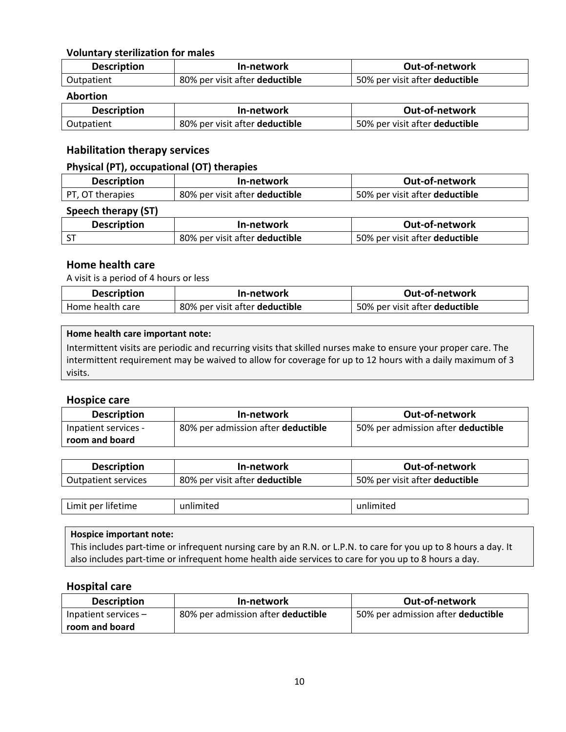#### Voluntary sterilization for males

| Description | In-network | Out-of-network |
|---|---|---|
| Outpatient | 80% per visit after **deductible** | 50% per visit after **deductible** |

#### Abortion

| Description | In-network | Out-of-network |
|---|---|---|
| Outpatient | 80% per visit after **deductible** | 50% per visit after **deductible** |

### Habilitation therapy services

#### Physical (PT), occupational (OT) therapies

| Description | In-network | Out-of-network |
|---|---|---|
| PT, OT therapies | 80% per visit after **deductible** | 50% per visit after **deductible** |

#### Speech therapy (ST)

| Description | In-network | Out-of-network |
|---|---|---|
| ST | 80% per visit after **deductible** | 50% per visit after **deductible** |

### Home health care

A visit is a period of 4 hours or less

| Description | In-network | Out-of-network |
|---|---|---|
| Home health care | 80% per visit after **deductible** | 50% per visit after **deductible** |

**Home health care important note:**

Intermittent visits are periodic and recurring visits that skilled nurses make to ensure your proper care. The intermittent requirement may be waived to allow for coverage for up to 12 hours with a daily maximum of 3 visits.

### Hospice care

| Description | In-network | Out-of-network |
|---|---|---|
| Inpatient services - **room and board** | 80% per admission after **deductible** | 50% per admission after **deductible** |

| Description | In-network | Out-of-network |
|---|---|---|
| Outpatient services | 80% per visit after **deductible** | 50% per visit after **deductible** |
| Limit per lifetime | unlimited | unlimited |

**Hospice important note:**

This includes part-time or infrequent nursing care by an R.N. or L.P.N. to care for you up to 8 hours a day. It also includes part-time or infrequent home health aide services to care for you up to 8 hours a day.

### Hospital care

| Description | In-network | Out-of-network |
|---|---|---|
| Inpatient services – **room and board** | 80% per admission after **deductible** | 50% per admission after **deductible** |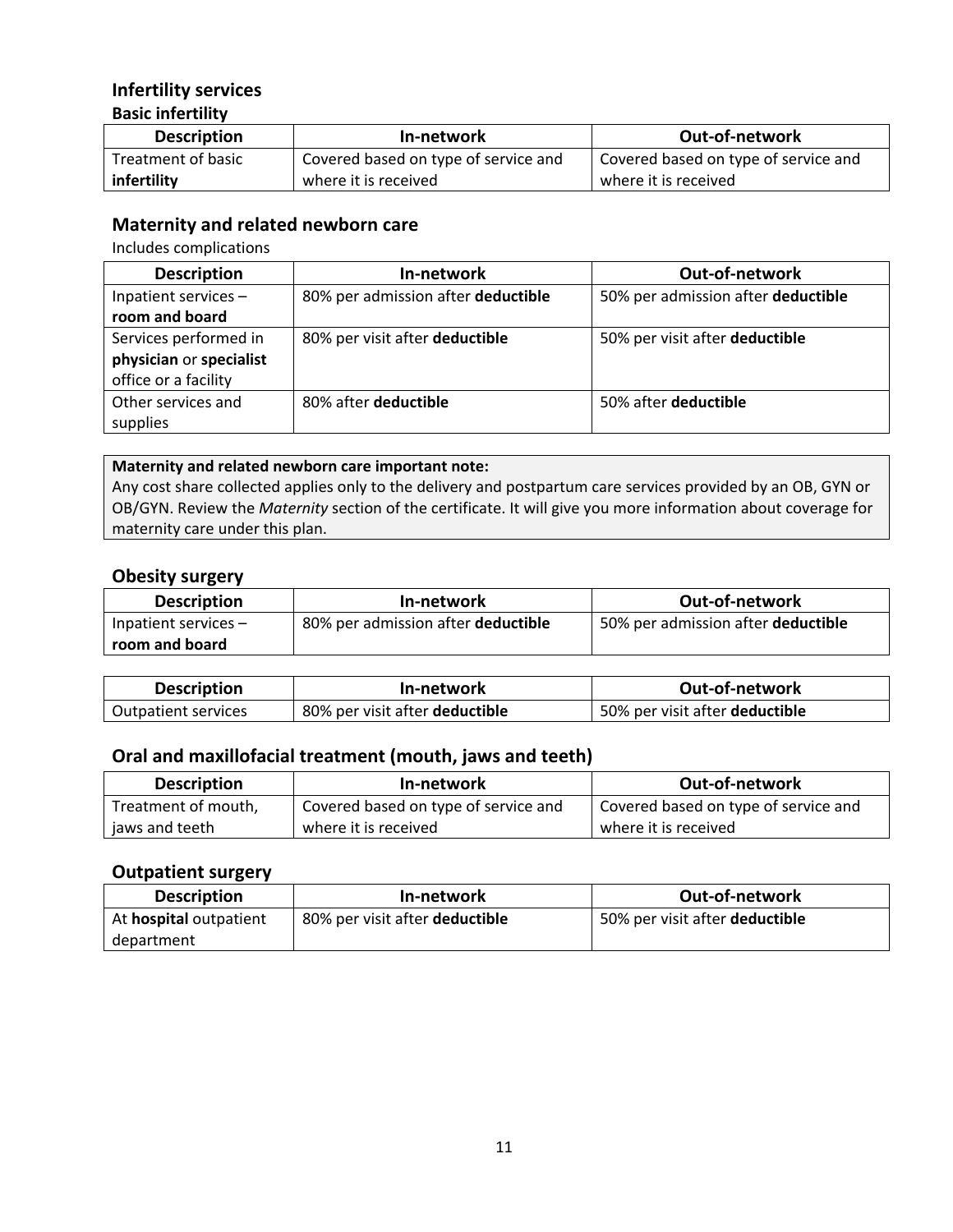## Infertility services

### Basic infertility

| Description | In-network | Out-of-network |
| --- | --- | --- |
| Treatment of basic **infertility** | Covered based on type of service and where it is received | Covered based on type of service and where it is received |

## Maternity and related newborn care

Includes complications

| Description | In-network | Out-of-network |
| --- | --- | --- |
| Inpatient services – **room and board** | 80% per admission after **deductible** | 50% per admission after **deductible** |
| Services performed in **physician** or **specialist** office or a facility | 80% per visit after **deductible** | 50% per visit after **deductible** |
| Other services and supplies | 80% after **deductible** | 50% after **deductible** |

**Maternity and related newborn care important note:**
Any cost share collected applies only to the delivery and postpartum care services provided by an OB, GYN or OB/GYN. Review the *Maternity* section of the certificate. It will give you more information about coverage for maternity care under this plan.

## Obesity surgery

| Description | In-network | Out-of-network |
| --- | --- | --- |
| Inpatient services – **room and board** | 80% per admission after **deductible** | 50% per admission after **deductible** |

| Description | In-network | Out-of-network |
| --- | --- | --- |
| Outpatient services | 80% per visit after **deductible** | 50% per visit after **deductible** |

## Oral and maxillofacial treatment (mouth, jaws and teeth)

| Description | In-network | Out-of-network |
| --- | --- | --- |
| Treatment of mouth, jaws and teeth | Covered based on type of service and where it is received | Covered based on type of service and where it is received |

## Outpatient surgery

| Description | In-network | Out-of-network |
| --- | --- | --- |
| At **hospital** outpatient department | 80% per visit after **deductible** | 50% per visit after **deductible** |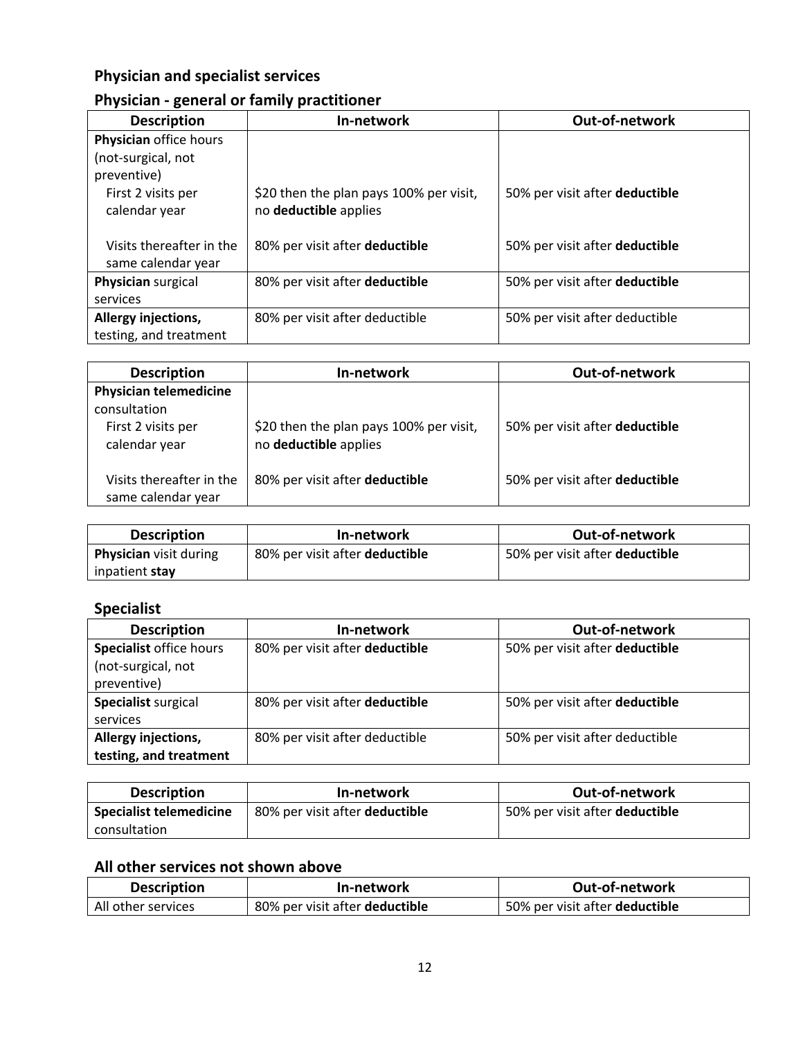## Physician and specialist services

### Physician - general or family practitioner

| Description | In-network | Out-of-network |
|---|---|---|
| **Physician** office hours (not-surgical, not preventive) | | |
| First 2 visits per calendar year | $20 then the plan pays 100% per visit, no **deductible** applies | 50% per visit after **deductible** |
| Visits thereafter in the same calendar year | 80% per visit after **deductible** | 50% per visit after **deductible** |
| **Physician** surgical services | 80% per visit after **deductible** | 50% per visit after **deductible** |
| **Allergy injections,** testing, and treatment | 80% per visit after deductible | 50% per visit after deductible |

| Description | In-network | Out-of-network |
|---|---|---|
| **Physician telemedicine** consultation | | |
| First 2 visits per calendar year | $20 then the plan pays 100% per visit, no **deductible** applies | 50% per visit after **deductible** |
| Visits thereafter in the same calendar year | 80% per visit after **deductible** | 50% per visit after **deductible** |

| Description | In-network | Out-of-network |
|---|---|---|
| **Physician** visit during inpatient **stay** | 80% per visit after **deductible** | 50% per visit after **deductible** |

### Specialist

| Description | In-network | Out-of-network |
|---|---|---|
| **Specialist** office hours (not-surgical, not preventive) | 80% per visit after **deductible** | 50% per visit after **deductible** |
| **Specialist** surgical services | 80% per visit after **deductible** | 50% per visit after **deductible** |
| **Allergy injections, testing, and treatment** | 80% per visit after deductible | 50% per visit after deductible |

| Description | In-network | Out-of-network |
|---|---|---|
| **Specialist telemedicine** consultation | 80% per visit after **deductible** | 50% per visit after **deductible** |

### All other services not shown above

| Description | In-network | Out-of-network |
|---|---|---|
| All other services | 80% per visit after **deductible** | 50% per visit after **deductible** |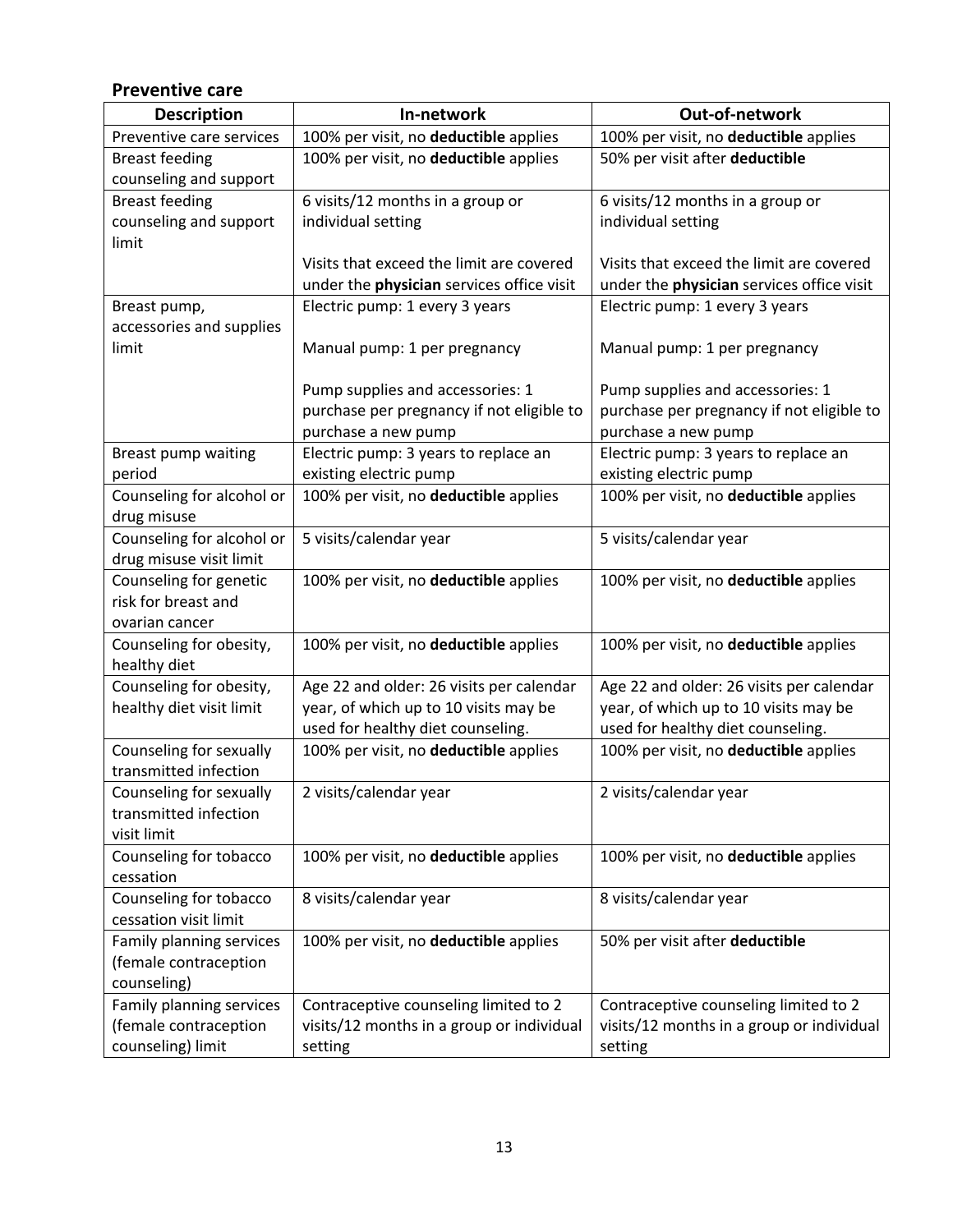## Preventive care

| Description | In-network | Out-of-network |
|---|---|---|
| Preventive care services | 100% per visit, no **deductible** applies | 100% per visit, no **deductible** applies |
| Breast feeding counseling and support | 100% per visit, no **deductible** applies | 50% per visit after **deductible** |
| Breast feeding counseling and support limit | 6 visits/12 months in a group or individual setting<br><br>Visits that exceed the limit are covered under the **physician** services office visit | 6 visits/12 months in a group or individual setting<br><br>Visits that exceed the limit are covered under the **physician** services office visit |
| Breast pump, accessories and supplies limit | Electric pump: 1 every 3 years<br><br>Manual pump: 1 per pregnancy<br><br>Pump supplies and accessories: 1 purchase per pregnancy if not eligible to purchase a new pump | Electric pump: 1 every 3 years<br><br>Manual pump: 1 per pregnancy<br><br>Pump supplies and accessories: 1 purchase per pregnancy if not eligible to purchase a new pump |
| Breast pump waiting period | Electric pump: 3 years to replace an existing electric pump | Electric pump: 3 years to replace an existing electric pump |
| Counseling for alcohol or drug misuse | 100% per visit, no **deductible** applies | 100% per visit, no **deductible** applies |
| Counseling for alcohol or drug misuse visit limit | 5 visits/calendar year | 5 visits/calendar year |
| Counseling for genetic risk for breast and ovarian cancer | 100% per visit, no **deductible** applies | 100% per visit, no **deductible** applies |
| Counseling for obesity, healthy diet | 100% per visit, no **deductible** applies | 100% per visit, no **deductible** applies |
| Counseling for obesity, healthy diet visit limit | Age 22 and older: 26 visits per calendar year, of which up to 10 visits may be used for healthy diet counseling. | Age 22 and older: 26 visits per calendar year, of which up to 10 visits may be used for healthy diet counseling. |
| Counseling for sexually transmitted infection | 100% per visit, no **deductible** applies | 100% per visit, no **deductible** applies |
| Counseling for sexually transmitted infection visit limit | 2 visits/calendar year | 2 visits/calendar year |
| Counseling for tobacco cessation | 100% per visit, no **deductible** applies | 100% per visit, no **deductible** applies |
| Counseling for tobacco cessation visit limit | 8 visits/calendar year | 8 visits/calendar year |
| Family planning services (female contraception counseling) | 100% per visit, no **deductible** applies | 50% per visit after **deductible** |
| Family planning services (female contraception counseling) limit | Contraceptive counseling limited to 2 visits/12 months in a group or individual setting | Contraceptive counseling limited to 2 visits/12 months in a group or individual setting |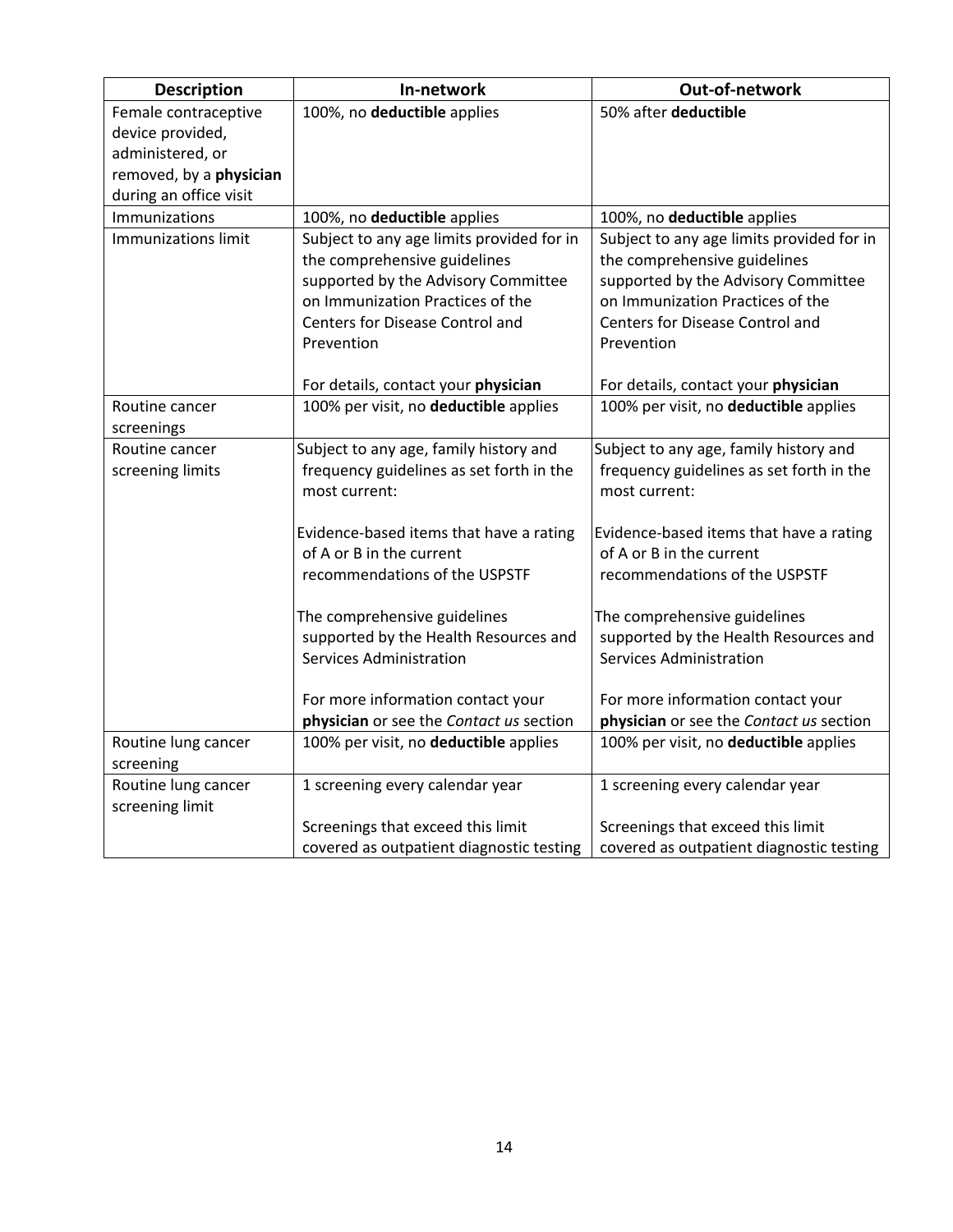| Description | In-network | Out-of-network |
| --- | --- | --- |
| Female contraceptive device provided, administered, or removed, by a **physician** during an office visit | 100%, no **deductible** applies | 50% after **deductible** |
| Immunizations | 100%, no **deductible** applies | 100%, no **deductible** applies |
| Immunizations limit | Subject to any age limits provided for in the comprehensive guidelines supported by the Advisory Committee on Immunization Practices of the Centers for Disease Control and Prevention<br><br>For details, contact your **physician** | Subject to any age limits provided for in the comprehensive guidelines supported by the Advisory Committee on Immunization Practices of the Centers for Disease Control and Prevention<br><br>For details, contact your **physician** |
| Routine cancer screenings | 100% per visit, no **deductible** applies | 100% per visit, no **deductible** applies |
| Routine cancer screening limits | Subject to any age, family history and frequency guidelines as set forth in the most current:<br><br>Evidence-based items that have a rating of A or B in the current recommendations of the USPSTF<br><br>The comprehensive guidelines supported by the Health Resources and Services Administration<br><br>For more information contact your **physician** or see the *Contact us* section | Subject to any age, family history and frequency guidelines as set forth in the most current:<br><br>Evidence-based items that have a rating of A or B in the current recommendations of the USPSTF<br><br>The comprehensive guidelines supported by the Health Resources and Services Administration<br><br>For more information contact your **physician** or see the *Contact us* section |
| Routine lung cancer screening | 100% per visit, no **deductible** applies | 100% per visit, no **deductible** applies |
| Routine lung cancer screening limit | 1 screening every calendar year<br><br>Screenings that exceed this limit covered as outpatient diagnostic testing | 1 screening every calendar year<br><br>Screenings that exceed this limit covered as outpatient diagnostic testing |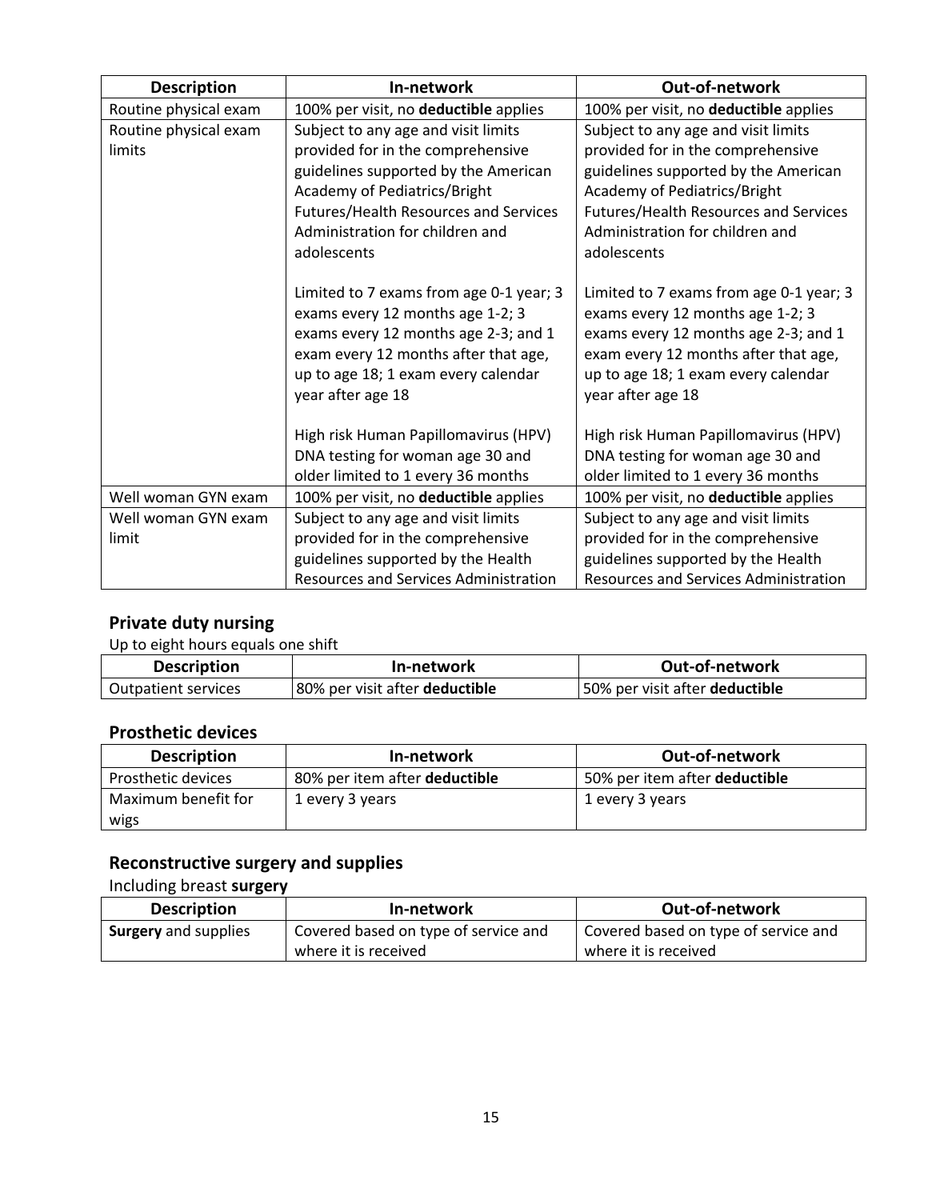| Description | In-network | Out-of-network |
|---|---|---|
| Routine physical exam | 100% per visit, no **deductible** applies | 100% per visit, no **deductible** applies |
| Routine physical exam limits | Subject to any age and visit limits provided for in the comprehensive guidelines supported by the American Academy of Pediatrics/Bright Futures/Health Resources and Services Administration for children and adolescents<br><br>Limited to 7 exams from age 0-1 year; 3 exams every 12 months age 1-2; 3 exams every 12 months age 2-3; and 1 exam every 12 months after that age, up to age 18; 1 exam every calendar year after age 18<br><br>High risk Human Papillomavirus (HPV) DNA testing for woman age 30 and older limited to 1 every 36 months | Subject to any age and visit limits provided for in the comprehensive guidelines supported by the American Academy of Pediatrics/Bright Futures/Health Resources and Services Administration for children and adolescents<br><br>Limited to 7 exams from age 0-1 year; 3 exams every 12 months age 1-2; 3 exams every 12 months age 2-3; and 1 exam every 12 months after that age, up to age 18; 1 exam every calendar year after age 18<br><br>High risk Human Papillomavirus (HPV) DNA testing for woman age 30 and older limited to 1 every 36 months |
| Well woman GYN exam | 100% per visit, no **deductible** applies | 100% per visit, no **deductible** applies |
| Well woman GYN exam limit | Subject to any age and visit limits provided for in the comprehensive guidelines supported by the Health Resources and Services Administration | Subject to any age and visit limits provided for in the comprehensive guidelines supported by the Health Resources and Services Administration |

## Private duty nursing

Up to eight hours equals one shift

| Description | In-network | Out-of-network |
|---|---|---|
| Outpatient services | 80% per visit after **deductible** | 50% per visit after **deductible** |

## Prosthetic devices

| Description | In-network | Out-of-network |
|---|---|---|
| Prosthetic devices | 80% per item after **deductible** | 50% per item after **deductible** |
| Maximum benefit for wigs | 1 every 3 years | 1 every 3 years |

## Reconstructive surgery and supplies

Including breast **surgery**

| Description | In-network | Out-of-network |
|---|---|---|
| **Surgery** and supplies | Covered based on type of service and where it is received | Covered based on type of service and where it is received |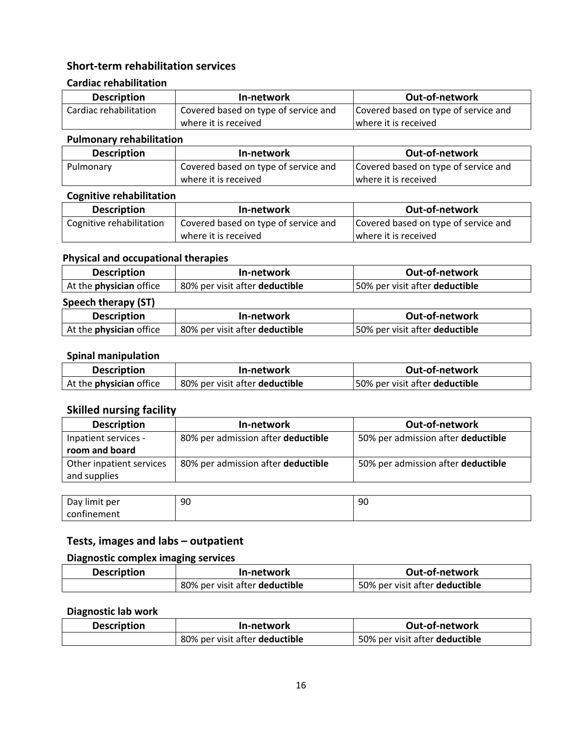## Short-term rehabilitation services

### Cardiac rehabilitation

| Description | In-network | Out-of-network |
|---|---|---|
| Cardiac rehabilitation | Covered based on type of service and where it is received | Covered based on type of service and where it is received |

### Pulmonary rehabilitation

| Description | In-network | Out-of-network |
|---|---|---|
| Pulmonary | Covered based on type of service and where it is received | Covered based on type of service and where it is received |

### Cognitive rehabilitation

| Description | In-network | Out-of-network |
|---|---|---|
| Cognitive rehabilitation | Covered based on type of service and where it is received | Covered based on type of service and where it is received |

### Physical and occupational therapies

| Description | In-network | Out-of-network |
|---|---|---|
| At the **physician** office | 80% per visit after **deductible** | 50% per visit after **deductible** |

### Speech therapy (ST)

| Description | In-network | Out-of-network |
|---|---|---|
| At the **physician** office | 80% per visit after **deductible** | 50% per visit after **deductible** |

### Spinal manipulation

| Description | In-network | Out-of-network |
|---|---|---|
| At the **physician** office | 80% per visit after **deductible** | 50% per visit after **deductible** |

## Skilled nursing facility

| Description | In-network | Out-of-network |
|---|---|---|
| Inpatient services - **room and board** | 80% per admission after **deductible** | 50% per admission after **deductible** |
| Other inpatient services and supplies | 80% per admission after **deductible** | 50% per admission after **deductible** |

| | | |
|---|---|---|
| Day limit per confinement | 90 | 90 |

## Tests, images and labs – outpatient

### Diagnostic complex imaging services

| Description | In-network | Out-of-network |
|---|---|---|
| | 80% per visit after **deductible** | 50% per visit after **deductible** |

### Diagnostic lab work

| Description | In-network | Out-of-network |
|---|---|---|
| | 80% per visit after **deductible** | 50% per visit after **deductible** |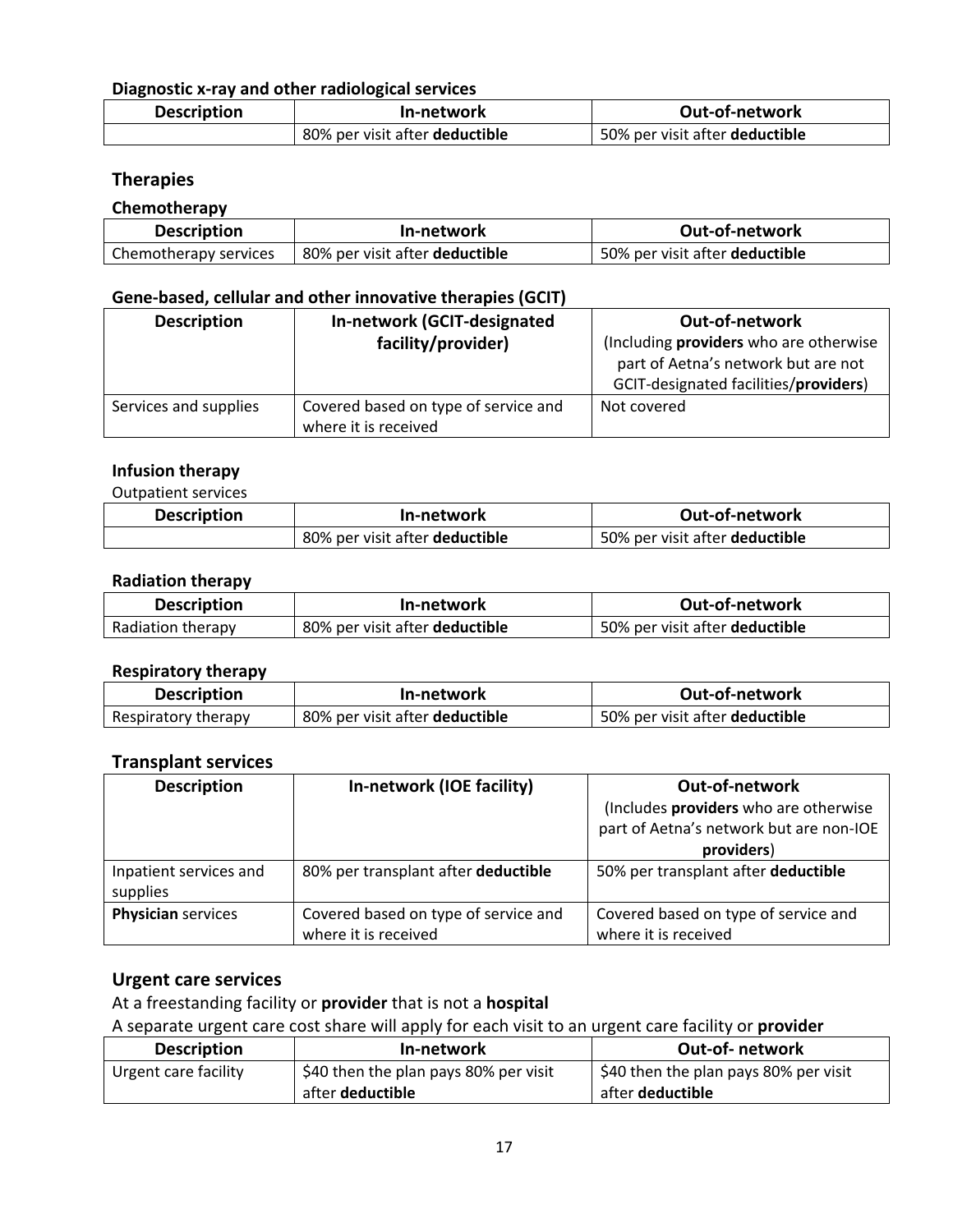#### Diagnostic x-ray and other radiological services

| Description | In-network | Out-of-network |
|---|---|---|
| | 80% per visit after **deductible** | 50% per visit after **deductible** |

### Therapies

#### Chemotherapy

| Description | In-network | Out-of-network |
|---|---|---|
| Chemotherapy services | 80% per visit after **deductible** | 50% per visit after **deductible** |

#### Gene-based, cellular and other innovative therapies (GCIT)

| Description | In-network (GCIT-designated facility/provider) | Out-of-network (Including **providers** who are otherwise part of Aetna's network but are not GCIT-designated facilities/**providers**) |
|---|---|---|
| Services and supplies | Covered based on type of service and where it is received | Not covered |

#### Infusion therapy

Outpatient services

| Description | In-network | Out-of-network |
|---|---|---|
| | 80% per visit after **deductible** | 50% per visit after **deductible** |

#### Radiation therapy

| Description | In-network | Out-of-network |
|---|---|---|
| Radiation therapy | 80% per visit after **deductible** | 50% per visit after **deductible** |

#### Respiratory therapy

| Description | In-network | Out-of-network |
|---|---|---|
| Respiratory therapy | 80% per visit after **deductible** | 50% per visit after **deductible** |

### Transplant services

| Description | In-network (IOE facility) | Out-of-network (Includes **providers** who are otherwise part of Aetna's network but are non-IOE **providers**) |
|---|---|---|
| Inpatient services and supplies | 80% per transplant after **deductible** | 50% per transplant after **deductible** |
| **Physician** services | Covered based on type of service and where it is received | Covered based on type of service and where it is received |

### Urgent care services

At a freestanding facility or **provider** that is not a **hospital**

A separate urgent care cost share will apply for each visit to an urgent care facility or **provider**

| Description | In-network | Out-of- network |
|---|---|---|
| Urgent care facility | $40 then the plan pays 80% per visit after **deductible** | $40 then the plan pays 80% per visit after **deductible** |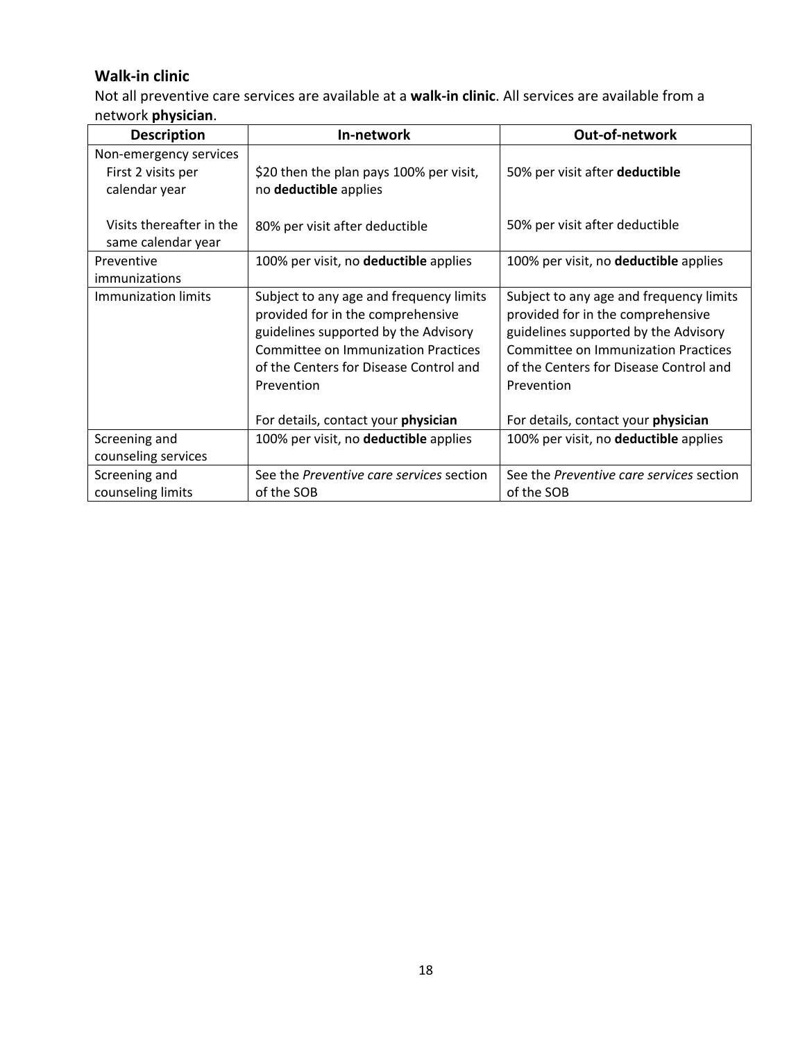### Walk-in clinic

Not all preventive care services are available at a **walk-in clinic**. All services are available from a network **physician**.

| Description | In-network | Out-of-network |
|---|---|---|
| Non-emergency services<br>First 2 visits per calendar year<br><br>Visits thereafter in the same calendar year | <br>$20 then the plan pays 100% per visit, no **deductible** applies<br><br>80% per visit after deductible | <br>50% per visit after **deductible**<br><br>50% per visit after deductible |
| Preventive immunizations | 100% per visit, no **deductible** applies | 100% per visit, no **deductible** applies |
| Immunization limits | Subject to any age and frequency limits provided for in the comprehensive guidelines supported by the Advisory Committee on Immunization Practices of the Centers for Disease Control and Prevention<br><br>For details, contact your **physician** | Subject to any age and frequency limits provided for in the comprehensive guidelines supported by the Advisory Committee on Immunization Practices of the Centers for Disease Control and Prevention<br><br>For details, contact your **physician** |
| Screening and counseling services | 100% per visit, no **deductible** applies | 100% per visit, no **deductible** applies |
| Screening and counseling limits | See the *Preventive care services* section of the SOB | See the *Preventive care services* section of the SOB |